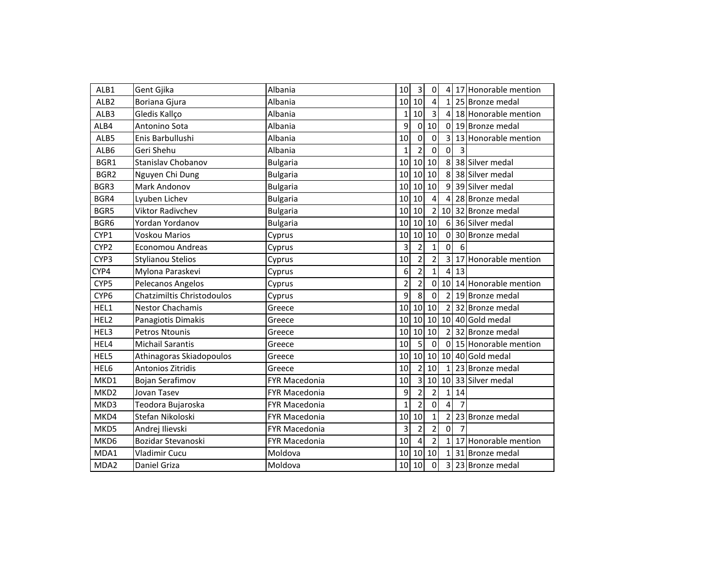| | | | | | | | | |
|---|---|---|---|---|---|---|---|---|
| ALB1 | Gent Gjika | Albania | 10 | 3 | 0 | 4 | 17 | Honorable mention |
| ALB2 | Boriana Gjura | Albania | 10 | 10 | 4 | 1 | 25 | Bronze medal |
| ALB3 | Gledis Kallço | Albania | 1 | 10 | 3 | 4 | 18 | Honorable mention |
| ALB4 | Antonino Sota | Albania | 9 | 0 | 10 | 0 | 19 | Bronze medal |
| ALB5 | Enis Barbullushi | Albania | 10 | 0 | 0 | 3 | 13 | Honorable mention |
| ALB6 | Geri Shehu | Albania | 1 | 2 | 0 | 0 | 3 | |
| BGR1 | Stanislav Chobanov | Bulgaria | 10 | 10 | 10 | 8 | 38 | Silver medal |
| BGR2 | Nguyen Chi Dung | Bulgaria | 10 | 10 | 10 | 8 | 38 | Silver medal |
| BGR3 | Mark Andonov | Bulgaria | 10 | 10 | 10 | 9 | 39 | Silver medal |
| BGR4 | Lyuben Lichev | Bulgaria | 10 | 10 | 4 | 4 | 28 | Bronze medal |
| BGR5 | Viktor Radivchev | Bulgaria | 10 | 10 | 2 | 10 | 32 | Bronze medal |
| BGR6 | Yordan Yordanov | Bulgaria | 10 | 10 | 10 | 6 | 36 | Silver medal |
| CYP1 | Voskou Marios | Cyprus | 10 | 10 | 10 | 0 | 30 | Bronze medal |
| CYP2 | Economou Andreas | Cyprus | 3 | 2 | 1 | 0 | 6 | |
| CYP3 | Stylianou Stelios | Cyprus | 10 | 2 | 2 | 3 | 17 | Honorable mention |
| CYP4 | Mylona Paraskevi | Cyprus | 6 | 2 | 1 | 4 | 13 | |
| CYP5 | Pelecanos Angelos | Cyprus | 2 | 2 | 0 | 10 | 14 | Honorable mention |
| CYP6 | Chatzimiltis Christodoulos | Cyprus | 9 | 8 | 0 | 2 | 19 | Bronze medal |
| HEL1 | Nestor Chachamis | Greece | 10 | 10 | 10 | 2 | 32 | Bronze medal |
| HEL2 | Panagiotis Dimakis | Greece | 10 | 10 | 10 | 10 | 40 | Gold medal |
| HEL3 | Petros Ntounis | Greece | 10 | 10 | 10 | 2 | 32 | Bronze medal |
| HEL4 | Michail Sarantis | Greece | 10 | 5 | 0 | 0 | 15 | Honorable mention |
| HEL5 | Athinagoras Skiadopoulos | Greece | 10 | 10 | 10 | 10 | 40 | Gold medal |
| HEL6 | Antonios Zitridis | Greece | 10 | 2 | 10 | 1 | 23 | Bronze medal |
| MKD1 | Bojan Serafimov | FYR Macedonia | 10 | 3 | 10 | 10 | 33 | Silver medal |
| MKD2 | Jovan Tasev | FYR Macedonia | 9 | 2 | 2 | 1 | 14 | |
| MKD3 | Teodora Bujaroska | FYR Macedonia | 1 | 2 | 0 | 4 | 7 | |
| MKD4 | Stefan Nikoloski | FYR Macedonia | 10 | 10 | 1 | 2 | 23 | Bronze medal |
| MKD5 | Andrej Ilievski | FYR Macedonia | 3 | 2 | 2 | 0 | 7 | |
| MKD6 | Bozidar Stevanoski | FYR Macedonia | 10 | 4 | 2 | 1 | 17 | Honorable mention |
| MDA1 | Vladimir Cucu | Moldova | 10 | 10 | 10 | 1 | 31 | Bronze medal |
| MDA2 | Daniel Griza | Moldova | 10 | 10 | 0 | 3 | 23 | Bronze medal |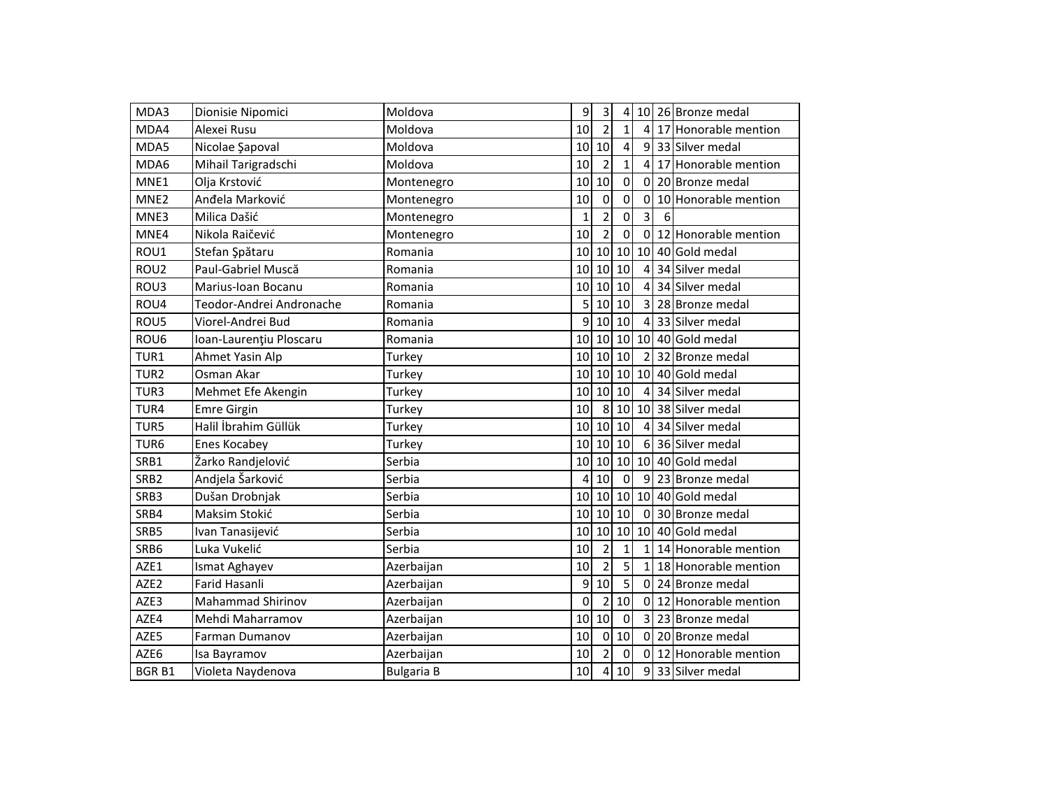| MDA3 | Dionisie Nipomici | Moldova | 9 | 3 | 4 | 10 | 26 | Bronze medal |
|---|---|---|---|---|---|---|---|---|
| MDA4 | Alexei Rusu | Moldova | 10 | 2 | 1 | 4 | 17 | Honorable mention |
| MDA5 | Nicolae Şapoval | Moldova | 10 | 10 | 4 | 9 | 33 | Silver medal |
| MDA6 | Mihail Tarigradschi | Moldova | 10 | 2 | 1 | 4 | 17 | Honorable mention |
| MNE1 | Olja Krstović | Montenegro | 10 | 10 | 0 | 0 | 20 | Bronze medal |
| MNE2 | Anđela Marković | Montenegro | 10 | 0 | 0 | 0 | 10 | Honorable mention |
| MNE3 | Milica Dašić | Montenegro | 1 | 2 | 0 | 3 | 6 | |
| MNE4 | Nikola Raičević | Montenegro | 10 | 2 | 0 | 0 | 12 | Honorable mention |
| ROU1 | Stefan Şpătaru | Romania | 10 | 10 | 10 | 10 | 40 | Gold medal |
| ROU2 | Paul-Gabriel Muscă | Romania | 10 | 10 | 10 | 4 | 34 | Silver medal |
| ROU3 | Marius-Ioan Bocanu | Romania | 10 | 10 | 10 | 4 | 34 | Silver medal |
| ROU4 | Teodor-Andrei Andronache | Romania | 5 | 10 | 10 | 3 | 28 | Bronze medal |
| ROU5 | Viorel-Andrei Bud | Romania | 9 | 10 | 10 | 4 | 33 | Silver medal |
| ROU6 | Ioan-Laurenţiu Ploscaru | Romania | 10 | 10 | 10 | 10 | 40 | Gold medal |
| TUR1 | Ahmet Yasin Alp | Turkey | 10 | 10 | 10 | 2 | 32 | Bronze medal |
| TUR2 | Osman Akar | Turkey | 10 | 10 | 10 | 10 | 40 | Gold medal |
| TUR3 | Mehmet Efe Akengin | Turkey | 10 | 10 | 10 | 4 | 34 | Silver medal |
| TUR4 | Emre Girgin | Turkey | 10 | 8 | 10 | 10 | 38 | Silver medal |
| TUR5 | Halil İbrahim Güllük | Turkey | 10 | 10 | 10 | 4 | 34 | Silver medal |
| TUR6 | Enes Kocabey | Turkey | 10 | 10 | 10 | 6 | 36 | Silver medal |
| SRB1 | Žarko Randjelović | Serbia | 10 | 10 | 10 | 10 | 40 | Gold medal |
| SRB2 | Andjela Šarković | Serbia | 4 | 10 | 0 | 9 | 23 | Bronze medal |
| SRB3 | Dušan Drobnjak | Serbia | 10 | 10 | 10 | 10 | 40 | Gold medal |
| SRB4 | Maksim Stokić | Serbia | 10 | 10 | 10 | 0 | 30 | Bronze medal |
| SRB5 | Ivan Tanasijević | Serbia | 10 | 10 | 10 | 10 | 40 | Gold medal |
| SRB6 | Luka Vukelić | Serbia | 10 | 2 | 1 | 1 | 14 | Honorable mention |
| AZE1 | Ismat Aghayev | Azerbaijan | 10 | 2 | 5 | 1 | 18 | Honorable mention |
| AZE2 | Farid Hasanli | Azerbaijan | 9 | 10 | 5 | 0 | 24 | Bronze medal |
| AZE3 | Mahammad Shirinov | Azerbaijan | 0 | 2 | 10 | 0 | 12 | Honorable mention |
| AZE4 | Mehdi Maharramov | Azerbaijan | 10 | 10 | 0 | 3 | 23 | Bronze medal |
| AZE5 | Farman Dumanov | Azerbaijan | 10 | 0 | 10 | 0 | 20 | Bronze medal |
| AZE6 | Isa Bayramov | Azerbaijan | 10 | 2 | 0 | 0 | 12 | Honorable mention |
| BGR B1 | Violeta Naydenova | Bulgaria B | 10 | 4 | 10 | 9 | 33 | Silver medal |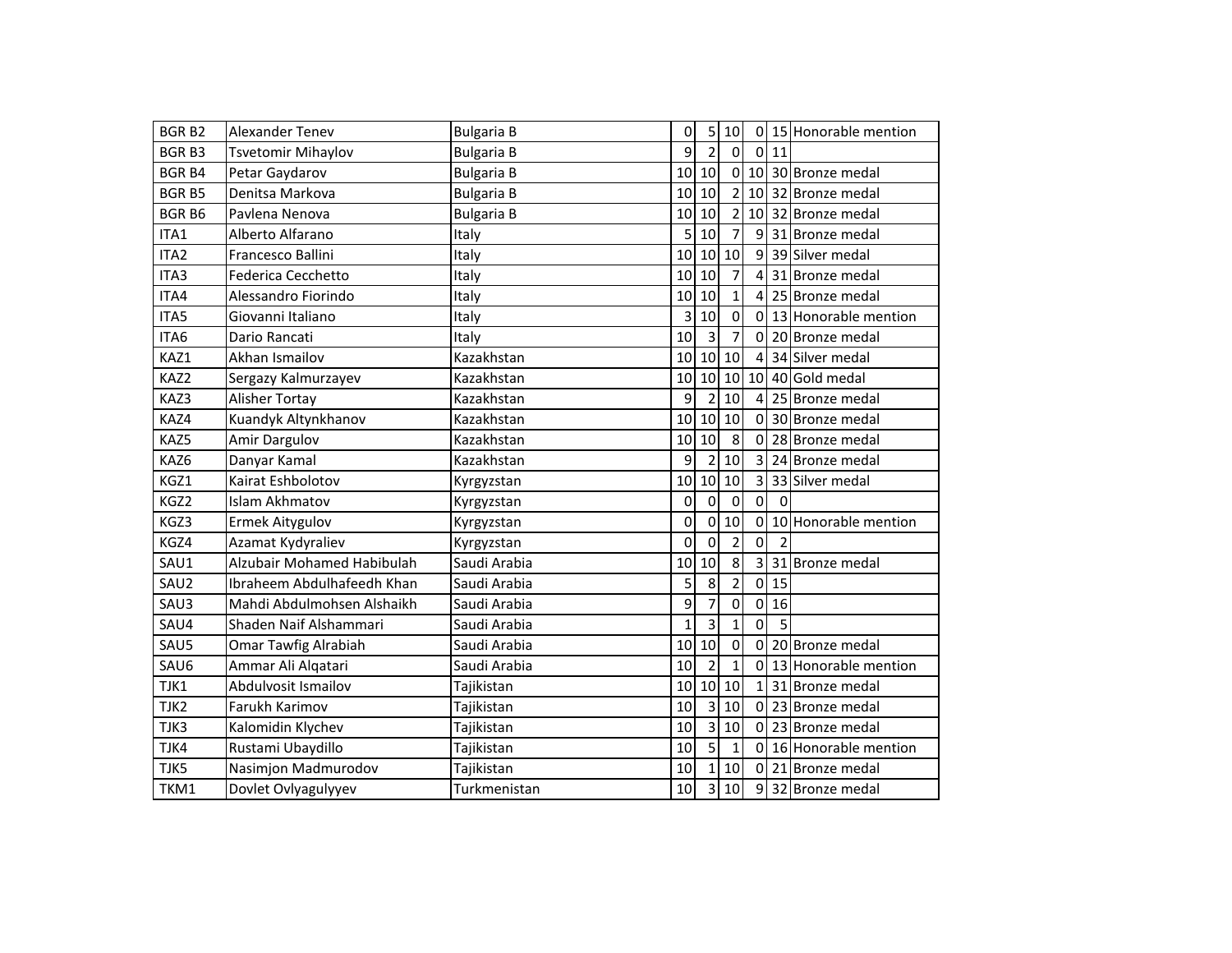| | | | | | | | | |
|---|---|---|---|---|---|---|---|---|
| BGR B2 | Alexander Tenev | Bulgaria B | 0 | 5 | 10 | 0 | 15 | Honorable mention |
| BGR B3 | Tsvetomir Mihaylov | Bulgaria B | 9 | 2 | 0 | 0 | 11 | |
| BGR B4 | Petar Gaydarov | Bulgaria B | 10 | 10 | 0 | 10 | 30 | Bronze medal |
| BGR B5 | Denitsa Markova | Bulgaria B | 10 | 10 | 2 | 10 | 32 | Bronze medal |
| BGR B6 | Pavlena Nenova | Bulgaria B | 10 | 10 | 2 | 10 | 32 | Bronze medal |
| ITA1 | Alberto Alfarano | Italy | 5 | 10 | 7 | 9 | 31 | Bronze medal |
| ITA2 | Francesco Ballini | Italy | 10 | 10 | 10 | 9 | 39 | Silver medal |
| ITA3 | Federica Cecchetto | Italy | 10 | 10 | 7 | 4 | 31 | Bronze medal |
| ITA4 | Alessandro Fiorindo | Italy | 10 | 10 | 1 | 4 | 25 | Bronze medal |
| ITA5 | Giovanni Italiano | Italy | 3 | 10 | 0 | 0 | 13 | Honorable mention |
| ITA6 | Dario Rancati | Italy | 10 | 3 | 7 | 0 | 20 | Bronze medal |
| KAZ1 | Akhan Ismailov | Kazakhstan | 10 | 10 | 10 | 4 | 34 | Silver medal |
| KAZ2 | Sergazy Kalmurzayev | Kazakhstan | 10 | 10 | 10 | 10 | 40 | Gold medal |
| KAZ3 | Alisher Tortay | Kazakhstan | 9 | 2 | 10 | 4 | 25 | Bronze medal |
| KAZ4 | Kuandyk Altynkhanov | Kazakhstan | 10 | 10 | 10 | 0 | 30 | Bronze medal |
| KAZ5 | Amir Dargulov | Kazakhstan | 10 | 10 | 8 | 0 | 28 | Bronze medal |
| KAZ6 | Danyar Kamal | Kazakhstan | 9 | 2 | 10 | 3 | 24 | Bronze medal |
| KGZ1 | Kairat Eshbolotov | Kyrgyzstan | 10 | 10 | 10 | 3 | 33 | Silver medal |
| KGZ2 | Islam Akhmatov | Kyrgyzstan | 0 | 0 | 0 | 0 | 0 | |
| KGZ3 | Ermek Aitygulov | Kyrgyzstan | 0 | 0 | 10 | 0 | 10 | Honorable mention |
| KGZ4 | Azamat Kydyraliev | Kyrgyzstan | 0 | 0 | 2 | 0 | 2 | |
| SAU1 | Alzubair Mohamed Habibulah | Saudi Arabia | 10 | 10 | 8 | 3 | 31 | Bronze medal |
| SAU2 | Ibraheem Abdulhafeedh Khan | Saudi Arabia | 5 | 8 | 2 | 0 | 15 | |
| SAU3 | Mahdi Abdulmohsen Alshaikh | Saudi Arabia | 9 | 7 | 0 | 0 | 16 | |
| SAU4 | Shaden Naif Alshammari | Saudi Arabia | 1 | 3 | 1 | 0 | 5 | |
| SAU5 | Omar Tawfig Alrabiah | Saudi Arabia | 10 | 10 | 0 | 0 | 20 | Bronze medal |
| SAU6 | Ammar Ali Alqatari | Saudi Arabia | 10 | 2 | 1 | 0 | 13 | Honorable mention |
| TJK1 | Abdulvosit Ismailov | Tajikistan | 10 | 10 | 10 | 1 | 31 | Bronze medal |
| TJK2 | Farukh Karimov | Tajikistan | 10 | 3 | 10 | 0 | 23 | Bronze medal |
| TJK3 | Kalomidin Klychev | Tajikistan | 10 | 3 | 10 | 0 | 23 | Bronze medal |
| TJK4 | Rustami Ubaydillo | Tajikistan | 10 | 5 | 1 | 0 | 16 | Honorable mention |
| TJK5 | Nasimjon Madmurodov | Tajikistan | 10 | 1 | 10 | 0 | 21 | Bronze medal |
| TKM1 | Dovlet Ovlyagulyyev | Turkmenistan | 10 | 3 | 10 | 9 | 32 | Bronze medal |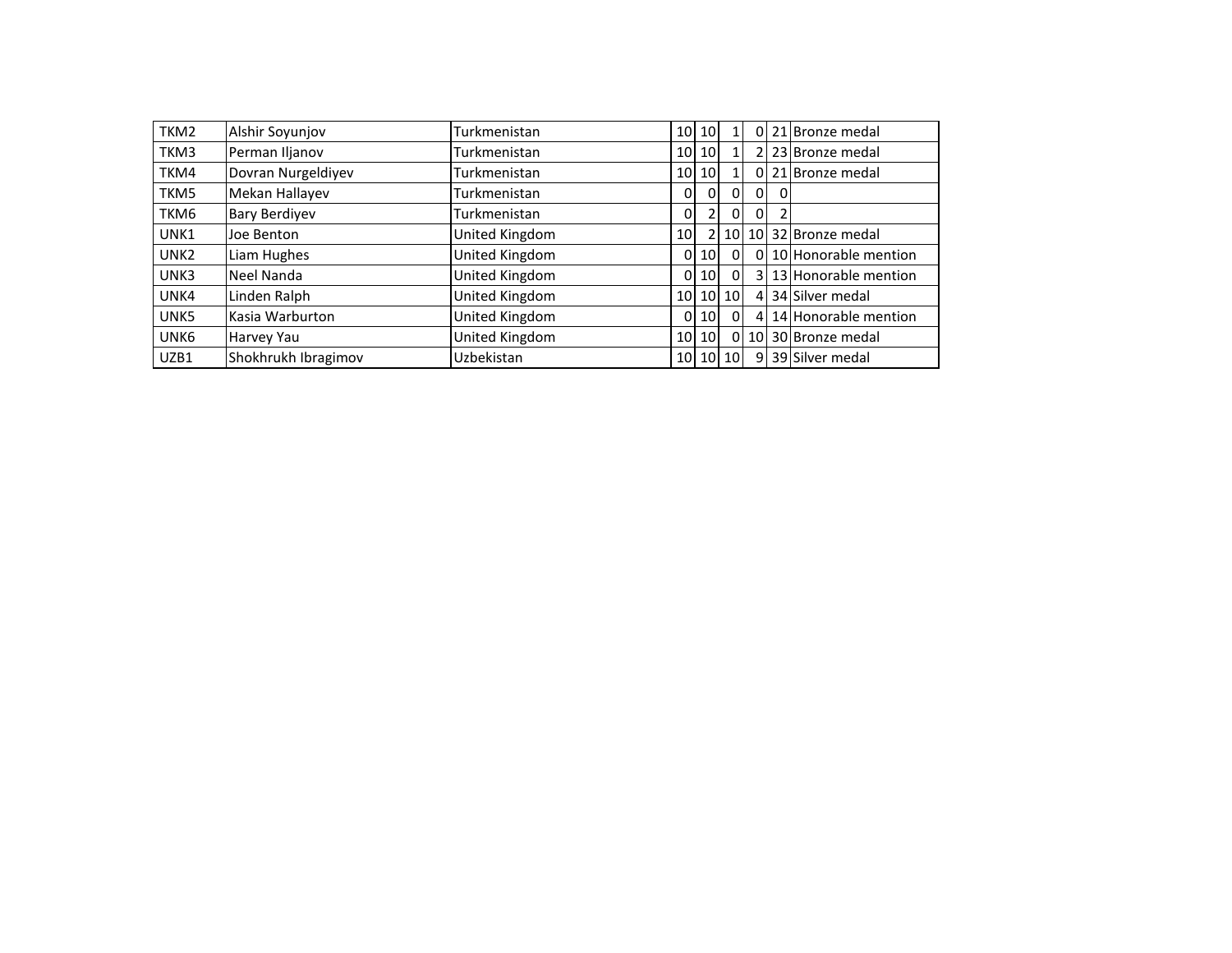| | | | | | | | | |
|---|---|---|---|---|---|---|---|---|
| TKM2 | Alshir Soyunjov | Turkmenistan | 10 | 10 | 1 | 0 | 21 | Bronze medal |
| TKM3 | Perman Iljanov | Turkmenistan | 10 | 10 | 1 | 2 | 23 | Bronze medal |
| TKM4 | Dovran Nurgeldiyev | Turkmenistan | 10 | 10 | 1 | 0 | 21 | Bronze medal |
| TKM5 | Mekan Hallayev | Turkmenistan | 0 | 0 | 0 | 0 | 0 | |
| TKM6 | Bary Berdiyev | Turkmenistan | 0 | 2 | 0 | 0 | 2 | |
| UNK1 | Joe Benton | United Kingdom | 10 | 2 | 10 | 10 | 32 | Bronze medal |
| UNK2 | Liam Hughes | United Kingdom | 0 | 10 | 0 | 0 | 10 | Honorable mention |
| UNK3 | Neel Nanda | United Kingdom | 0 | 10 | 0 | 3 | 13 | Honorable mention |
| UNK4 | Linden Ralph | United Kingdom | 10 | 10 | 10 | 4 | 34 | Silver medal |
| UNK5 | Kasia Warburton | United Kingdom | 0 | 10 | 0 | 4 | 14 | Honorable mention |
| UNK6 | Harvey Yau | United Kingdom | 10 | 10 | 0 | 10 | 30 | Bronze medal |
| UZB1 | Shokhrukh Ibragimov | Uzbekistan | 10 | 10 | 10 | 9 | 39 | Silver medal |